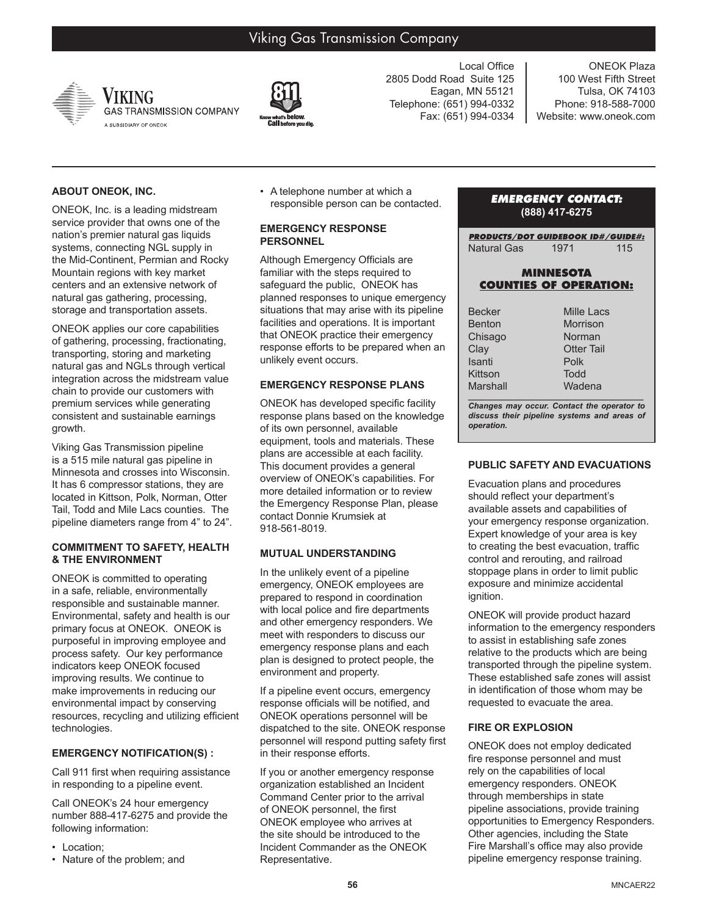# Viking Gas Transmission Company

VIKING GAS TRANSMISSION COMPANY
A SUBSIDIARY OF ONEOK

811 Know what's below. Call before you dig.

Local Office
2805 Dodd Road Suite 125
Eagan, MN 55121
Telephone: (651) 994-0332
Fax: (651) 994-0334

ONEOK Plaza
100 West Fifth Street
Tulsa, OK 74103
Phone: 918-588-7000
Website: www.oneok.com

## ABOUT ONEOK, INC.

ONEOK, Inc. is a leading midstream service provider that owns one of the nation's premier natural gas liquids systems, connecting NGL supply in the Mid-Continent, Permian and Rocky Mountain regions with key market centers and an extensive network of natural gas gathering, processing, storage and transportation assets.

ONEOK applies our core capabilities of gathering, processing, fractionating, transporting, storing and marketing natural gas and NGLs through vertical integration across the midstream value chain to provide our customers with premium services while generating consistent and sustainable earnings growth.

Viking Gas Transmission pipeline is a 515 mile natural gas pipeline in Minnesota and crosses into Wisconsin. It has 6 compressor stations, they are located in Kittson, Polk, Norman, Otter Tail, Todd and Mile Lacs counties. The pipeline diameters range from 4" to 24".

## COMMITMENT TO SAFETY, HEALTH & THE ENVIRONMENT

ONEOK is committed to operating in a safe, reliable, environmentally responsible and sustainable manner. Environmental, safety and health is our primary focus at ONEOK. ONEOK is purposeful in improving employee and process safety. Our key performance indicators keep ONEOK focused improving results. We continue to make improvements in reducing our environmental impact by conserving resources, recycling and utilizing efficient technologies.

## EMERGENCY NOTIFICATION(S) :

Call 911 first when requiring assistance in responding to a pipeline event.

Call ONEOK's 24 hour emergency number 888-417-6275 and provide the following information:

- Location;
- Nature of the problem; and
- A telephone number at which a responsible person can be contacted.

## EMERGENCY RESPONSE PERSONNEL

Although Emergency Officials are familiar with the steps required to safeguard the public, ONEOK has planned responses to unique emergency situations that may arise with its pipeline facilities and operations. It is important that ONEOK practice their emergency response efforts to be prepared when an unlikely event occurs.

## EMERGENCY RESPONSE PLANS

ONEOK has developed specific facility response plans based on the knowledge of its own personnel, available equipment, tools and materials. These plans are accessible at each facility. This document provides a general overview of ONEOK's capabilities. For more detailed information or to review the Emergency Response Plan, please contact Donnie Krumsiek at 918-561-8019.

## MUTUAL UNDERSTANDING

In the unlikely event of a pipeline emergency, ONEOK employees are prepared to respond in coordination with local police and fire departments and other emergency responders. We meet with responders to discuss our emergency response plans and each plan is designed to protect people, the environment and property.

If a pipeline event occurs, emergency response officials will be notified, and ONEOK operations personnel will be dispatched to the site. ONEOK response personnel will respond putting safety first in their response efforts.

If you or another emergency response organization established an Incident Command Center prior to the arrival of ONEOK personnel, the first ONEOK employee who arrives at the site should be introduced to the Incident Commander as the ONEOK Representative.

**EMERGENCY CONTACT:**
**(888) 417-6275**

| PRODUCTS/DOT GUIDEBOOK ID#/GUIDE#: | | |
|---|---|---|
| Natural Gas | 1971 | 115 |

**MINNESOTA COUNTIES OF OPERATION:**

| | |
|---|---|
| Becker | Mille Lacs |
| Benton | Morrison |
| Chisago | Norman |
| Clay | Otter Tail |
| Isanti | Polk |
| Kittson | Todd |
| Marshall | Wadena |

***Changes may occur. Contact the operator to discuss their pipeline systems and areas of operation.***

## PUBLIC SAFETY AND EVACUATIONS

Evacuation plans and procedures should reflect your department's available assets and capabilities of your emergency response organization. Expert knowledge of your area is key to creating the best evacuation, traffic control and rerouting, and railroad stoppage plans in order to limit public exposure and minimize accidental ignition.

ONEOK will provide product hazard information to the emergency responders to assist in establishing safe zones relative to the products which are being transported through the pipeline system. These established safe zones will assist in identification of those whom may be requested to evacuate the area.

## FIRE OR EXPLOSION

ONEOK does not employ dedicated fire response personnel and must rely on the capabilities of local emergency responders. ONEOK through memberships in state pipeline associations, provide training opportunities to Emergency Responders. Other agencies, including the State Fire Marshall's office may also provide pipeline emergency response training.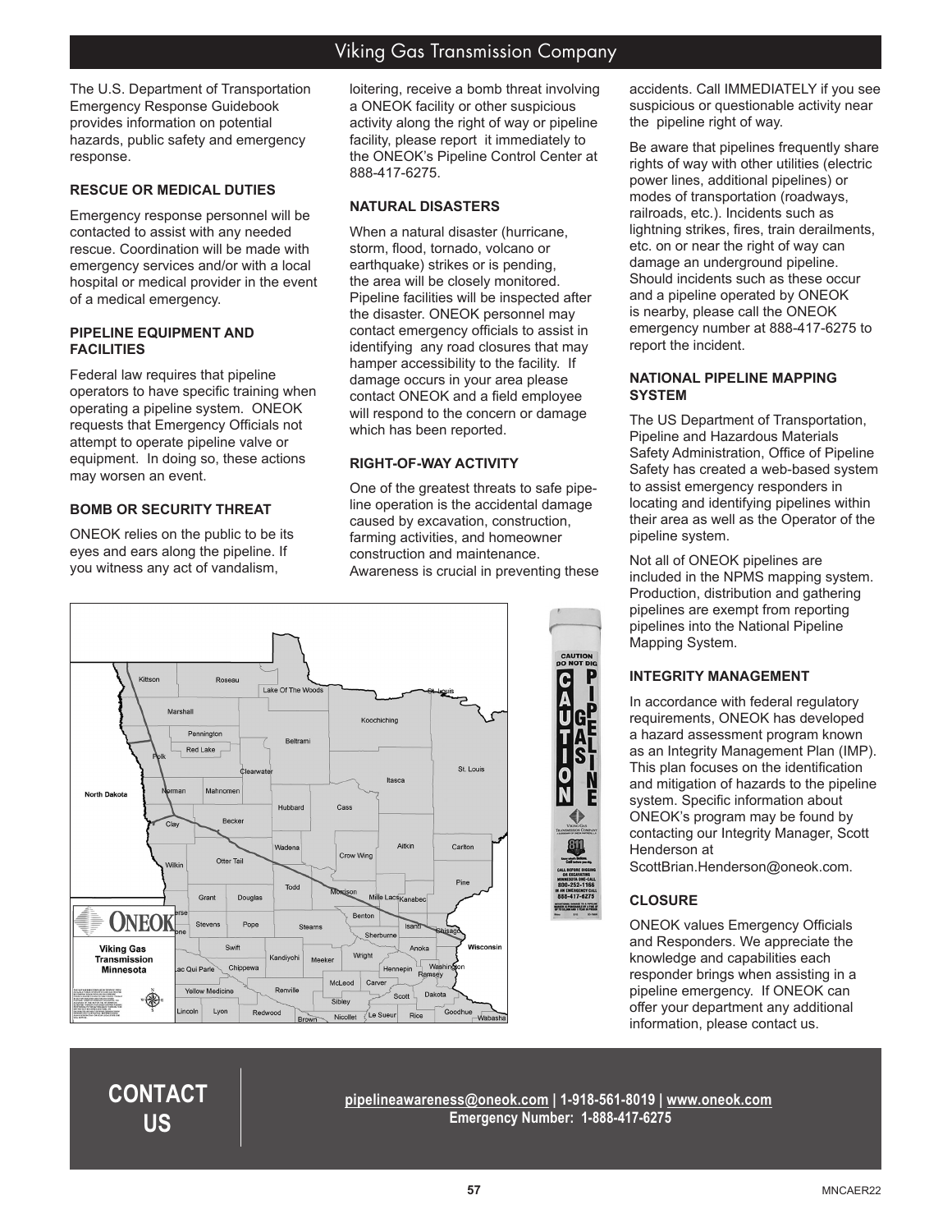## Viking Gas Transmission Company

The U.S. Department of Transportation Emergency Response Guidebook provides information on potential hazards, public safety and emergency response.

### RESCUE OR MEDICAL DUTIES

Emergency response personnel will be contacted to assist with any needed rescue. Coordination will be made with emergency services and/or with a local hospital or medical provider in the event of a medical emergency.

### PIPELINE EQUIPMENT AND FACILITIES

Federal law requires that pipeline operators to have specific training when operating a pipeline system. ONEOK requests that Emergency Officials not attempt to operate pipeline valve or equipment. In doing so, these actions may worsen an event.

### BOMB OR SECURITY THREAT

ONEOK relies on the public to be its eyes and ears along the pipeline. If you witness any act of vandalism, loitering, receive a bomb threat involving a ONEOK facility or other suspicious activity along the right of way or pipeline facility, please report it immediately to the ONEOK's Pipeline Control Center at 888-417-6275.

### NATURAL DISASTERS

When a natural disaster (hurricane, storm, flood, tornado, volcano or earthquake) strikes or is pending, the area will be closely monitored. Pipeline facilities will be inspected after the disaster. ONEOK personnel may contact emergency officials to assist in identifying any road closures that may hamper accessibility to the facility. If damage occurs in your area please contact ONEOK and a field employee will respond to the concern or damage which has been reported.

### RIGHT-OF-WAY ACTIVITY

One of the greatest threats to safe pipeline operation is the accidental damage caused by excavation, construction, farming activities, and homeowner construction and maintenance. Awareness is crucial in preventing these accidents. Call IMMEDIATELY if you see suspicious or questionable activity near the pipeline right of way.

Be aware that pipelines frequently share rights of way with other utilities (electric power lines, additional pipelines) or modes of transportation (roadways, railroads, etc.). Incidents such as lightning strikes, fires, train derailments, etc. on or near the right of way can damage an underground pipeline. Should incidents such as these occur and a pipeline operated by ONEOK is nearby, please call the ONEOK emergency number at 888-417-6275 to report the incident.

### NATIONAL PIPELINE MAPPING SYSTEM

The US Department of Transportation, Pipeline and Hazardous Materials Safety Administration, Office of Pipeline Safety has created a web-based system to assist emergency responders in locating and identifying pipelines within their area as well as the Operator of the pipeline system.

Not all of ONEOK pipelines are included in the NPMS mapping system. Production, distribution and gathering pipelines are exempt from reporting pipelines into the National Pipeline Mapping System.

### INTEGRITY MANAGEMENT

In accordance with federal regulatory requirements, ONEOK has developed a hazard assessment program known as an Integrity Management Plan (IMP). This plan focuses on the identification and mitigation of hazards to the pipeline system. Specific information about ONEOK's program may be found by contacting our Integrity Manager, Scott Henderson at ScottBrian.Henderson@oneok.com.

### CLOSURE

ONEOK values Emergency Officials and Responders. We appreciate the knowledge and capabilities each responder brings when assisting in a pipeline emergency. If ONEOK can offer your department any additional information, please contact us.

ONEOK

Viking Gas Transmission Minnesota

CAUTION DO NOT DIG

CAUTION GAS PIPELINE

VIKING GAS TRANSMISSION COMPANY

811

CALL BEFORE DIGGING OR EXCAVATING MINNESOTA ONE-CALL 800-252-1166 IN AN EMERGENCY CALL 888-417-6275

## CONTACT US

pipelineawareness@oneok.com | 1-918-561-8019 | www.oneok.com

**Emergency Number: 1-888-417-6275**